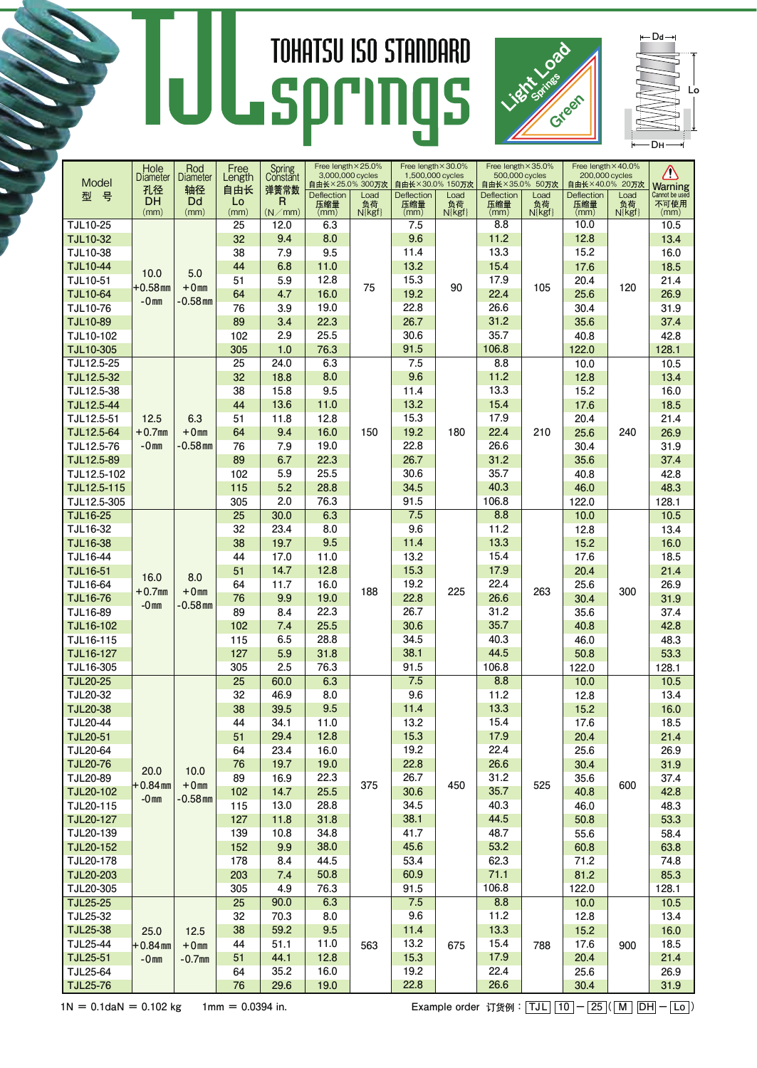# TJL springs

TOHATSU ISO STANDARD

Light Load Springs Green

| Model 型 号 | Hole Diameter 孔径 DH (mm) | Rod Diameter 轴径 Dd (mm) | Free Length 自由长 Lo (mm) | Spring Constant 弹簧常数 R (N／mm) | Free length×25.0% 3,000,000 cycles 自由长×25.0% 300万次 Deflection 压缩量 (mm) | Load 负荷 N{kgf} | Free length×30.0% 1,500,000 cycles 自由长×30.0% 150万次 Deflection 压缩量 (mm) | Load 负荷 N{kgf} | Free length×35.0% 500,000 cycles 自由长×35.0% 50万次 Deflection 压缩量 (mm) | Load 负荷 N{kgf} | Free length×40.0% 200,000 cycles 自由长×40.0% 20万次 Deflection 压缩量 (mm) | Load 负荷 N{kgf} | Warning Cannot be used 不可使用 (mm) |
|---|---|---|---|---|---|---|---|---|---|---|---|---|---|
| TJL10-25 | 10.0 +0.58mm -0mm | 5.0 +0mm -0.58mm | 25 | 12.0 | 6.3 | 75 | 7.5 | 90 | 8.8 | 105 | 10.0 | 120 | 10.5 |
| TJL10-32 | | | 32 | 9.4 | 8.0 | | 9.6 | | 11.2 | | 12.8 | | 13.4 |
| TJL10-38 | | | 38 | 7.9 | 9.5 | | 11.4 | | 13.3 | | 15.2 | | 16.0 |
| TJL10-44 | | | 44 | 6.8 | 11.0 | | 13.2 | | 15.4 | | 17.6 | | 18.5 |
| TJL10-51 | | | 51 | 5.9 | 12.8 | | 15.3 | | 17.9 | | 20.4 | | 21.4 |
| TJL10-64 | | | 64 | 4.7 | 16.0 | | 19.2 | | 22.4 | | 25.6 | | 26.9 |
| TJL10-76 | | | 76 | 3.9 | 19.0 | | 22.8 | | 26.6 | | 30.4 | | 31.9 |
| TJL10-89 | | | 89 | 3.4 | 22.3 | | 26.7 | | 31.2 | | 35.6 | | 37.4 |
| TJL10-102 | | | 102 | 2.9 | 25.5 | | 30.6 | | 35.7 | | 40.8 | | 42.8 |
| TJL10-305 | | | 305 | 1.0 | 76.3 | | 91.5 | | 106.8 | | 122.0 | | 128.1 |
| TJL12.5-25 | 12.5 +0.7mm -0mm | 6.3 +0mm -0.58mm | 25 | 24.0 | 6.3 | 150 | 7.5 | 180 | 8.8 | 210 | 10.0 | 240 | 10.5 |
| TJL12.5-32 | | | 32 | 18.8 | 8.0 | | 9.6 | | 11.2 | | 12.8 | | 13.4 |
| TJL12.5-38 | | | 38 | 15.8 | 9.5 | | 11.4 | | 13.3 | | 15.2 | | 16.0 |
| TJL12.5-44 | | | 44 | 13.6 | 11.0 | | 13.2 | | 15.4 | | 17.6 | | 18.5 |
| TJL12.5-51 | | | 51 | 11.8 | 12.8 | | 15.3 | | 17.9 | | 20.4 | | 21.4 |
| TJL12.5-64 | | | 64 | 9.4 | 16.0 | | 19.2 | | 22.4 | | 25.6 | | 26.9 |
| TJL12.5-76 | | | 76 | 7.9 | 19.0 | | 22.8 | | 26.6 | | 30.4 | | 31.9 |
| TJL12.5-89 | | | 89 | 6.7 | 22.3 | | 26.7 | | 31.2 | | 35.6 | | 37.4 |
| TJL12.5-102 | | | 102 | 5.9 | 25.5 | | 30.6 | | 35.7 | | 40.8 | | 42.8 |
| TJL12.5-115 | | | 115 | 5.2 | 28.8 | | 34.5 | | 40.3 | | 46.0 | | 48.3 |
| TJL12.5-305 | | | 305 | 2.0 | 76.3 | | 91.5 | | 106.8 | | 122.0 | | 128.1 |
| TJL16-25 | 16.0 +0.7mm -0mm | 8.0 +0mm -0.58mm | 25 | 30.0 | 6.3 | 188 | 7.5 | 225 | 8.8 | 263 | 10.0 | 300 | 10.5 |
| TJL16-32 | | | 32 | 23.4 | 8.0 | | 9.6 | | 11.2 | | 12.8 | | 13.4 |
| TJL16-38 | | | 38 | 19.7 | 9.5 | | 11.4 | | 13.3 | | 15.2 | | 16.0 |
| TJL16-44 | | | 44 | 17.0 | 11.0 | | 13.2 | | 15.4 | | 17.6 | | 18.5 |
| TJL16-51 | | | 51 | 14.7 | 12.8 | | 15.3 | | 17.9 | | 20.4 | | 21.4 |
| TJL16-64 | | | 64 | 11.7 | 16.0 | | 19.2 | | 22.4 | | 25.6 | | 26.9 |
| TJL16-76 | | | 76 | 9.9 | 19.0 | | 22.8 | | 26.6 | | 30.4 | | 31.9 |
| TJL16-89 | | | 89 | 8.4 | 22.3 | | 26.7 | | 31.2 | | 35.6 | | 37.4 |
| TJL16-102 | | | 102 | 7.4 | 25.5 | | 30.6 | | 35.7 | | 40.8 | | 42.8 |
| TJL16-115 | | | 115 | 6.5 | 28.8 | | 34.5 | | 40.3 | | 46.0 | | 48.3 |
| TJL16-127 | | | 127 | 5.9 | 31.8 | | 38.1 | | 44.5 | | 50.8 | | 53.3 |
| TJL16-305 | | | 305 | 2.5 | 76.3 | | 91.5 | | 106.8 | | 122.0 | | 128.1 |
| TJL20-25 | 20.0 +0.84mm -0mm | 10.0 +0mm -0.58mm | 25 | 60.0 | 6.3 | 375 | 7.5 | 450 | 8.8 | 525 | 10.0 | 600 | 10.5 |
| TJL20-32 | | | 32 | 46.9 | 8.0 | | 9.6 | | 11.2 | | 12.8 | | 13.4 |
| TJL20-38 | | | 38 | 39.5 | 9.5 | | 11.4 | | 13.3 | | 15.2 | | 16.0 |
| TJL20-44 | | | 44 | 34.1 | 11.0 | | 13.2 | | 15.4 | | 17.6 | | 18.5 |
| TJL20-51 | | | 51 | 29.4 | 12.8 | | 15.3 | | 17.9 | | 20.4 | | 21.4 |
| TJL20-64 | | | 64 | 23.4 | 16.0 | | 19.2 | | 22.4 | | 25.6 | | 26.9 |
| TJL20-76 | | | 76 | 19.7 | 19.0 | | 22.8 | | 26.6 | | 30.4 | | 31.9 |
| TJL20-89 | | | 89 | 16.9 | 22.3 | | 26.7 | | 31.2 | | 35.6 | | 37.4 |
| TJL20-102 | | | 102 | 14.7 | 25.5 | | 30.6 | | 35.7 | | 40.8 | | 42.8 |
| TJL20-115 | | | 115 | 13.0 | 28.8 | | 34.5 | | 40.3 | | 46.0 | | 48.3 |
| TJL20-127 | | | 127 | 11.8 | 31.8 | | 38.1 | | 44.5 | | 50.8 | | 53.3 |
| TJL20-139 | | | 139 | 10.8 | 34.8 | | 41.7 | | 48.7 | | 55.6 | | 58.4 |
| TJL20-152 | | | 152 | 9.9 | 38.0 | | 45.6 | | 53.2 | | 60.8 | | 63.8 |
| TJL20-178 | | | 178 | 8.4 | 44.5 | | 53.4 | | 62.3 | | 71.2 | | 74.8 |
| TJL20-203 | | | 203 | 7.4 | 50.8 | | 60.9 | | 71.1 | | 81.2 | | 85.3 |
| TJL20-305 | | | 305 | 4.9 | 76.3 | | 91.5 | | 106.8 | | 122.0 | | 128.1 |
| TJL25-25 | 25.0 +0.84mm -0mm | 12.5 +0mm -0.7mm | 25 | 90.0 | 6.3 | 563 | 7.5 | 675 | 8.8 | 788 | 10.0 | 900 | 10.5 |
| TJL25-32 | | | 32 | 70.3 | 8.0 | | 9.6 | | 11.2 | | 12.8 | | 13.4 |
| TJL25-38 | | | 38 | 59.2 | 9.5 | | 11.4 | | 13.3 | | 15.2 | | 16.0 |
| TJL25-44 | | | 44 | 51.1 | 11.0 | | 13.2 | | 15.4 | | 17.6 | | 18.5 |
| TJL25-51 | | | 51 | 44.1 | 12.8 | | 15.3 | | 17.9 | | 20.4 | | 21.4 |
| TJL25-64 | | | 64 | 35.2 | 16.0 | | 19.2 | | 22.4 | | 25.6 | | 26.9 |
| TJL25-76 | | | 76 | 29.6 | 19.0 | | 22.8 | | 26.6 | | 30.4 | | 31.9 |

1N ＝ 0.1daN ＝ 0.102 kg　　1mm ＝ 0.0394 in.

Example order 订货例：TJL 10 − 25 ( M DH − Lo )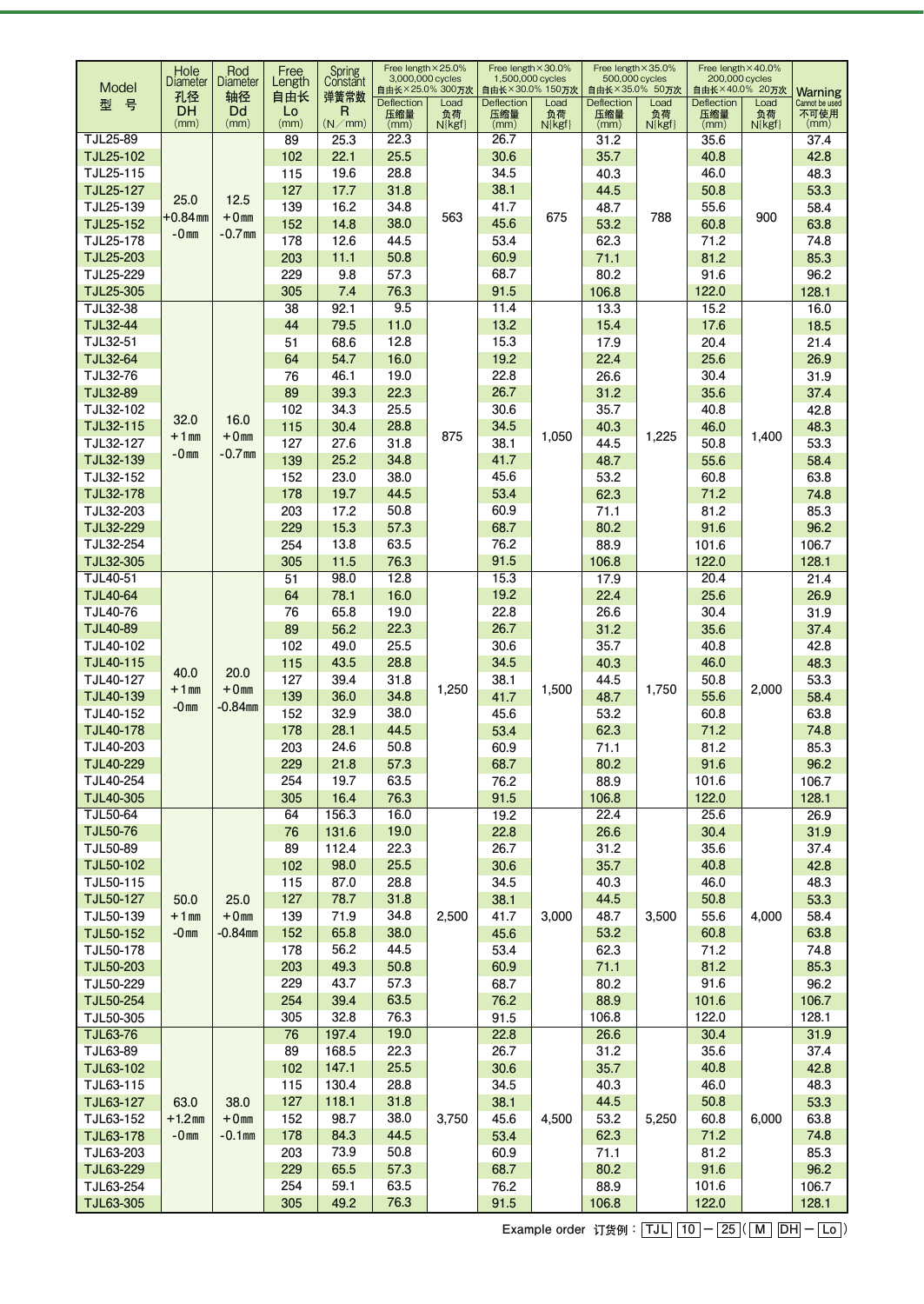| Model 型 号 | Hole Diameter 孔径 DH (mm) | Rod Diameter 轴径 Dd (mm) | Free Length 自由长 Lo (mm) | Spring Constant 弹簧常数 R (N/mm) | Free length×25.0% 3,000,000 cycles 自由长×25.0% 300万次 | | Free length×30.0% 1,500,000 cycles 自由长×30.0% 150万次 | | Free length×35.0% 500,000 cycles 自由长×35.0% 50万次 | | Free length×40.0% 200,000 cycles 自由长×40.0% 20万次 | | Warning Cannot be used 不可使用 (mm) |
|---|---|---|---|---|---|---|---|---|---|---|---|---|---|
| | | | | | Deflection 压缩量 (mm) | Load 负荷 N{kgf} | Deflection 压缩量 (mm) | Load 负荷 N{kgf} | Deflection 压缩量 (mm) | Load 负荷 N{kgf} | Deflection 压缩量 (mm) | Load 负荷 N{kgf} | |
| TJL25-89 | 25.0 +0.84mm -0mm | 12.5 +0mm -0.7mm | 89 | 25.3 | 22.3 | 563 | 26.7 | 675 | 31.2 | 788 | 35.6 | 900 | 37.4 |
| TJL25-102 | | | 102 | 22.1 | 25.5 | | 30.6 | | 35.7 | | 40.8 | | 42.8 |
| TJL25-115 | | | 115 | 19.6 | 28.8 | | 34.5 | | 40.3 | | 46.0 | | 48.3 |
| TJL25-127 | | | 127 | 17.7 | 31.8 | | 38.1 | | 44.5 | | 50.8 | | 53.3 |
| TJL25-139 | | | 139 | 16.2 | 34.8 | | 41.7 | | 48.7 | | 55.6 | | 58.4 |
| TJL25-152 | | | 152 | 14.8 | 38.0 | | 45.6 | | 53.2 | | 60.8 | | 63.8 |
| TJL25-178 | | | 178 | 12.6 | 44.5 | | 53.4 | | 62.3 | | 71.2 | | 74.8 |
| TJL25-203 | | | 203 | 11.1 | 50.8 | | 60.9 | | 71.1 | | 81.2 | | 85.3 |
| TJL25-229 | | | 229 | 9.8 | 57.3 | | 68.7 | | 80.2 | | 91.6 | | 96.2 |
| TJL25-305 | | | 305 | 7.4 | 76.3 | | 91.5 | | 106.8 | | 122.0 | | 128.1 |
| TJL32-38 | 32.0 +1mm -0mm | 16.0 +0mm -0.7mm | 38 | 92.1 | 9.5 | 875 | 11.4 | 1,050 | 13.3 | 1,225 | 15.2 | 1,400 | 16.0 |
| TJL32-44 | | | 44 | 79.5 | 11.0 | | 13.2 | | 15.4 | | 17.6 | | 18.5 |
| TJL32-51 | | | 51 | 68.6 | 12.8 | | 15.3 | | 17.9 | | 20.4 | | 21.4 |
| TJL32-64 | | | 64 | 54.7 | 16.0 | | 19.2 | | 22.4 | | 25.6 | | 26.9 |
| TJL32-76 | | | 76 | 46.1 | 19.0 | | 22.8 | | 26.6 | | 30.4 | | 31.9 |
| TJL32-89 | | | 89 | 39.3 | 22.3 | | 26.7 | | 31.2 | | 35.6 | | 37.4 |
| TJL32-102 | | | 102 | 34.3 | 25.5 | | 30.6 | | 35.7 | | 40.8 | | 42.8 |
| TJL32-115 | | | 115 | 30.4 | 28.8 | | 34.5 | | 40.3 | | 46.0 | | 48.3 |
| TJL32-127 | | | 127 | 27.6 | 31.8 | | 38.1 | | 44.5 | | 50.8 | | 53.3 |
| TJL32-139 | | | 139 | 25.2 | 34.8 | | 41.7 | | 48.7 | | 55.6 | | 58.4 |
| TJL32-152 | | | 152 | 23.0 | 38.0 | | 45.6 | | 53.2 | | 60.8 | | 63.8 |
| TJL32-178 | | | 178 | 19.7 | 44.5 | | 53.4 | | 62.3 | | 71.2 | | 74.8 |
| TJL32-203 | | | 203 | 17.2 | 50.8 | | 60.9 | | 71.1 | | 81.2 | | 85.3 |
| TJL32-229 | | | 229 | 15.3 | 57.3 | | 68.7 | | 80.2 | | 91.6 | | 96.2 |
| TJL32-254 | | | 254 | 13.8 | 63.5 | | 76.2 | | 88.9 | | 101.6 | | 106.7 |
| TJL32-305 | | | 305 | 11.5 | 76.3 | | 91.5 | | 106.8 | | 122.0 | | 128.1 |
| TJL40-51 | 40.0 +1mm -0mm | 20.0 +0mm -0.84mm | 51 | 98.0 | 12.8 | 1,250 | 15.3 | 1,500 | 17.9 | 1,750 | 20.4 | 2,000 | 21.4 |
| TJL40-64 | | | 64 | 78.1 | 16.0 | | 19.2 | | 22.4 | | 25.6 | | 26.9 |
| TJL40-76 | | | 76 | 65.8 | 19.0 | | 22.8 | | 26.6 | | 30.4 | | 31.9 |
| TJL40-89 | | | 89 | 56.2 | 22.3 | | 26.7 | | 31.2 | | 35.6 | | 37.4 |
| TJL40-102 | | | 102 | 49.0 | 25.5 | | 30.6 | | 35.7 | | 40.8 | | 42.8 |
| TJL40-115 | | | 115 | 43.5 | 28.8 | | 34.5 | | 40.3 | | 46.0 | | 48.3 |
| TJL40-127 | | | 127 | 39.4 | 31.8 | | 38.1 | | 44.5 | | 50.8 | | 53.3 |
| TJL40-139 | | | 139 | 36.0 | 34.8 | | 41.7 | | 48.7 | | 55.6 | | 58.4 |
| TJL40-152 | | | 152 | 32.9 | 38.0 | | 45.6 | | 53.2 | | 60.8 | | 63.8 |
| TJL40-178 | | | 178 | 28.1 | 44.5 | | 53.4 | | 62.3 | | 71.2 | | 74.8 |
| TJL40-203 | | | 203 | 24.6 | 50.8 | | 60.9 | | 71.1 | | 81.2 | | 85.3 |
| TJL40-229 | | | 229 | 21.8 | 57.3 | | 68.7 | | 80.2 | | 91.6 | | 96.2 |
| TJL40-254 | | | 254 | 19.7 | 63.5 | | 76.2 | | 88.9 | | 101.6 | | 106.7 |
| TJL40-305 | | | 305 | 16.4 | 76.3 | | 91.5 | | 106.8 | | 122.0 | | 128.1 |
| TJL50-64 | 50.0 +1mm -0mm | 25.0 +0mm -0.84mm | 64 | 156.3 | 16.0 | 2,500 | 19.2 | 3,000 | 22.4 | 3,500 | 25.6 | 4,000 | 26.9 |
| TJL50-76 | | | 76 | 131.6 | 19.0 | | 22.8 | | 26.6 | | 30.4 | | 31.9 |
| TJL50-89 | | | 89 | 112.4 | 22.3 | | 26.7 | | 31.2 | | 35.6 | | 37.4 |
| TJL50-102 | | | 102 | 98.0 | 25.5 | | 30.6 | | 35.7 | | 40.8 | | 42.8 |
| TJL50-115 | | | 115 | 87.0 | 28.8 | | 34.5 | | 40.3 | | 46.0 | | 48.3 |
| TJL50-127 | | | 127 | 78.7 | 31.8 | | 38.1 | | 44.5 | | 50.8 | | 53.3 |
| TJL50-139 | | | 139 | 71.9 | 34.8 | | 41.7 | | 48.7 | | 55.6 | | 58.4 |
| TJL50-152 | | | 152 | 65.8 | 38.0 | | 45.6 | | 53.2 | | 60.8 | | 63.8 |
| TJL50-178 | | | 178 | 56.2 | 44.5 | | 53.4 | | 62.3 | | 71.2 | | 74.8 |
| TJL50-203 | | | 203 | 49.3 | 50.8 | | 60.9 | | 71.1 | | 81.2 | | 85.3 |
| TJL50-229 | | | 229 | 43.7 | 57.3 | | 68.7 | | 80.2 | | 91.6 | | 96.2 |
| TJL50-254 | | | 254 | 39.4 | 63.5 | | 76.2 | | 88.9 | | 101.6 | | 106.7 |
| TJL50-305 | | | 305 | 32.8 | 76.3 | | 91.5 | | 106.8 | | 122.0 | | 128.1 |
| TJL63-76 | 63.0 +1.2mm -0mm | 38.0 +0mm -0.1mm | 76 | 197.4 | 19.0 | 3,750 | 22.8 | 4,500 | 26.6 | 5,250 | 30.4 | 6,000 | 31.9 |
| TJL63-89 | | | 89 | 168.5 | 22.3 | | 26.7 | | 31.2 | | 35.6 | | 37.4 |
| TJL63-102 | | | 102 | 147.1 | 25.5 | | 30.6 | | 35.7 | | 40.8 | | 42.8 |
| TJL63-115 | | | 115 | 130.4 | 28.8 | | 34.5 | | 40.3 | | 46.0 | | 48.3 |
| TJL63-127 | | | 127 | 118.1 | 31.8 | | 38.1 | | 44.5 | | 50.8 | | 53.3 |
| TJL63-152 | | | 152 | 98.7 | 38.0 | | 45.6 | | 53.2 | | 60.8 | | 63.8 |
| TJL63-178 | | | 178 | 84.3 | 44.5 | | 53.4 | | 62.3 | | 71.2 | | 74.8 |
| TJL63-203 | | | 203 | 73.9 | 50.8 | | 60.9 | | 71.1 | | 81.2 | | 85.3 |
| TJL63-229 | | | 229 | 65.5 | 57.3 | | 68.7 | | 80.2 | | 91.6 | | 96.2 |
| TJL63-254 | | | 254 | 59.1 | 63.5 | | 76.2 | | 88.9 | | 101.6 | | 106.7 |
| TJL63-305 | | | 305 | 49.2 | 76.3 | | 91.5 | | 106.8 | | 122.0 | | 128.1 |

Example order 订货例： TJL 10 − 25 ( M DH − Lo )